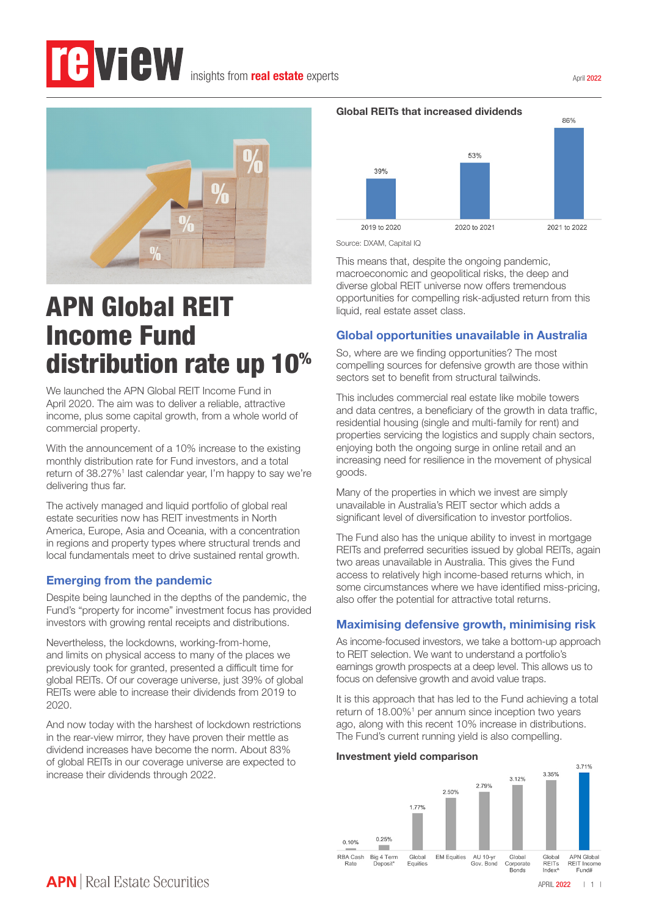# APN Global REIT Income Fund distribution rate up 10%

We launched the APN Global REIT Income Fund in April 2020. The aim was to deliver a reliable, attractive income, plus some capital growth, from a whole world of commercial property.

With the announcement of a 10% increase to the existing monthly distribution rate for Fund investors, and a total return of 38.27%[1] last calendar year, I'm happy to say we're delivering thus far.

The actively managed and liquid portfolio of global real estate securities now has REIT investments in North America, Europe, Asia and Oceania, with a concentration in regions and property types where structural trends and local fundamentals meet to drive sustained rental growth.

## Emerging from the pandemic

Despite being launched in the depths of the pandemic, the Fund's "property for income" investment focus has provided investors with growing rental receipts and distributions.

Nevertheless, the lockdowns, working-from-home, and limits on physical access to many of the places we previously took for granted, presented a difficult time for global REITs. Of our coverage universe, just 39% of global REITs were able to increase their dividends from 2019 to 2020.

And now today with the harshest of lockdown restrictions in the rear-view mirror, they have proven their mettle as dividend increases have become the norm. About 83% of global REITs in our coverage universe are expected to increase their dividends through 2022.

**Global REITs that increased dividends**

| Period | Global REITs that increased dividends |
|---|---|
| 2019 to 2020 | 39% |
| 2020 to 2021 | 53% |
| 2021 to 2022 | 86% |

Source: DXAM, Capital IQ

This means that, despite the ongoing pandemic, macroeconomic and geopolitical risks, the deep and diverse global REIT universe now offers tremendous opportunities for compelling risk-adjusted return from this liquid, real estate asset class.

## Global opportunities unavailable in Australia

So, where are we finding opportunities? The most compelling sources for defensive growth are those within sectors set to benefit from structural tailwinds.

This includes commercial real estate like mobile towers and data centres, a beneficiary of the growth in data traffic, residential housing (single and multi-family for rent) and properties servicing the logistics and supply chain sectors, enjoying both the ongoing surge in online retail and an increasing need for resilience in the movement of physical goods.

Many of the properties in which we invest are simply unavailable in Australia's REIT sector which adds a significant level of diversification to investor portfolios.

The Fund also has the unique ability to invest in mortgage REITs and preferred securities issued by global REITs, again two areas unavailable in Australia. This gives the Fund access to relatively high income-based returns which, in some circumstances where we have identified miss-pricing, also offer the potential for attractive total returns.

## Maximising defensive growth, minimising risk

As income-focused investors, we take a bottom-up approach to REIT selection. We want to understand a portfolio's earnings growth prospects at a deep level. This allows us to focus on defensive growth and avoid value traps.

It is this approach that has led to the Fund achieving a total return of 18.00%[1] per annum since inception two years ago, along with this recent 10% increase in distributions. The Fund's current running yield is also compelling.

**Investment yield comparison**

| Investment | Yield |
|---|---|
| RBA Cash Rate | 0.10% |
| Big 4 Term Deposit* | 0.25% |
| Global Equities | 1.77% |
| EM Equities | 2.50% |
| AU 10-yr Gov. Bond | 2.79% |
| Global Corporate Bonds | 3.12% |
| Global REITs Index^ | 3.35% |
| APN Global REIT Income Fund# | 3.71% |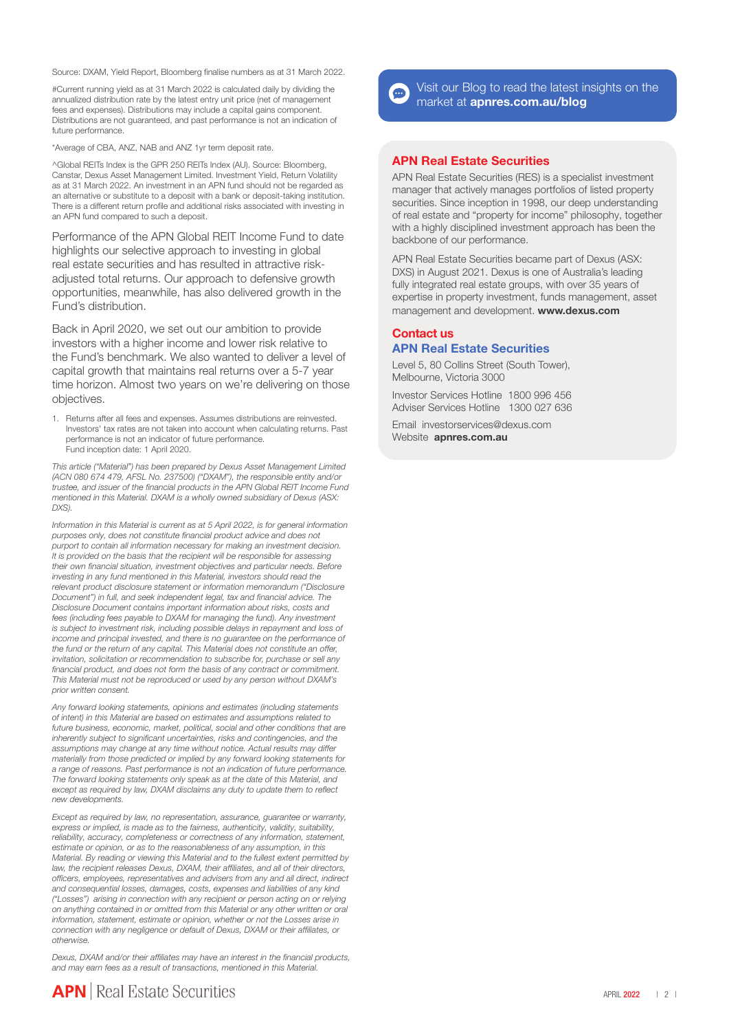Source: DXAM, Yield Report, Bloomberg finalise numbers as at 31 March 2022.

#Current running yield as at 31 March 2022 is calculated daily by dividing the annualized distribution rate by the latest entry unit price (net of management fees and expenses). Distributions may include a capital gains component. Distributions are not guaranteed, and past performance is not an indication of future performance.

*Average of CBA, ANZ, NAB and ANZ 1yr term deposit rate.

^Global REITs Index is the GPR 250 REITs Index (AU). Source: Bloomberg, Canstar, Dexus Asset Management Limited. Investment Yield, Return Volatility as at 31 March 2022. An investment in an APN fund should not be regarded as an alternative or substitute to a deposit with a bank or deposit-taking institution. There is a different return profile and additional risks associated with investing in an APN fund compared to such a deposit.

Performance of the APN Global REIT Income Fund to date highlights our selective approach to investing in global real estate securities and has resulted in attractive risk-adjusted total returns. Our approach to defensive growth opportunities, meanwhile, has also delivered growth in the Fund's distribution.

Back in April 2020, we set out our ambition to provide investors with a higher income and lower risk relative to the Fund's benchmark. We also wanted to deliver a level of capital growth that maintains real returns over a 5-7 year time horizon. Almost two years on we're delivering on those objectives.

1. Returns after all fees and expenses. Assumes distributions are reinvested. Investors' tax rates are not taken into account when calculating returns. Past performance is not an indicator of future performance.
   Fund inception date: 1 April 2020.

*This article ("Material") has been prepared by Dexus Asset Management Limited (ACN 080 674 479, AFSL No. 237500) ("DXAM"), the responsible entity and/or trustee, and issuer of the financial products in the APN Global REIT Income Fund mentioned in this Material. DXAM is a wholly owned subsidiary of Dexus (ASX: DXS).*

*Information in this Material is current as at 5 April 2022, is for general information purposes only, does not constitute financial product advice and does not purport to contain all information necessary for making an investment decision. It is provided on the basis that the recipient will be responsible for assessing their own financial situation, investment objectives and particular needs. Before investing in any fund mentioned in this Material, investors should read the relevant product disclosure statement or information memorandum ("Disclosure Document") in full, and seek independent legal, tax and financial advice. The Disclosure Document contains important information about risks, costs and fees (including fees payable to DXAM for managing the fund). Any investment is subject to investment risk, including possible delays in repayment and loss of income and principal invested, and there is no guarantee on the performance of the fund or the return of any capital. This Material does not constitute an offer, invitation, solicitation or recommendation to subscribe for, purchase or sell any financial product, and does not form the basis of any contract or commitment. This Material must not be reproduced or used by any person without DXAM's prior written consent.*

*Any forward looking statements, opinions and estimates (including statements of intent) in this Material are based on estimates and assumptions related to future business, economic, market, political, social and other conditions that are inherently subject to significant uncertainties, risks and contingencies, and the assumptions may change at any time without notice. Actual results may differ materially from those predicted or implied by any forward looking statements for a range of reasons. Past performance is not an indication of future performance. The forward looking statements only speak as at the date of this Material, and except as required by law, DXAM disclaims any duty to update them to reflect new developments.*

*Except as required by law, no representation, assurance, guarantee or warranty, express or implied, is made as to the fairness, authenticity, validity, suitability, reliability, accuracy, completeness or correctness of any information, statement, estimate or opinion, or as to the reasonableness of any assumption, in this Material. By reading or viewing this Material and to the fullest extent permitted by law, the recipient releases Dexus, DXAM, their affiliates, and all of their directors, officers, employees, representatives and advisers from any and all direct, indirect and consequential losses, damages, costs, expenses and liabilities of any kind ("Losses") arising in connection with any recipient or person acting on or relying on anything contained in or omitted from this Material or any other written or oral information, statement, estimate or opinion, whether or not the Losses arise in connection with any negligence or default of Dexus, DXAM or their affiliates, or otherwise.*

*Dexus, DXAM and/or their affiliates may have an interest in the financial products, and may earn fees as a result of transactions, mentioned in this Material.*

Visit our Blog to read the latest insights on the market at **apnres.com.au/blog**

## APN Real Estate Securities

APN Real Estate Securities (RES) is a specialist investment manager that actively manages portfolios of listed property securities. Since inception in 1998, our deep understanding of real estate and "property for income" philosophy, together with a highly disciplined investment approach has been the backbone of our performance.

APN Real Estate Securities became part of Dexus (ASX: DXS) in August 2021. Dexus is one of Australia's leading fully integrated real estate groups, with over 35 years of expertise in property investment, funds management, asset management and development. **www.dexus.com**

## Contact us

### APN Real Estate Securities

Level 5, 80 Collins Street (South Tower),
Melbourne, Victoria 3000

Investor Services Hotline 1800 996 456
Adviser Services Hotline 1300 027 636

Email investorservices@dexus.com
Website **apnres.com.au**